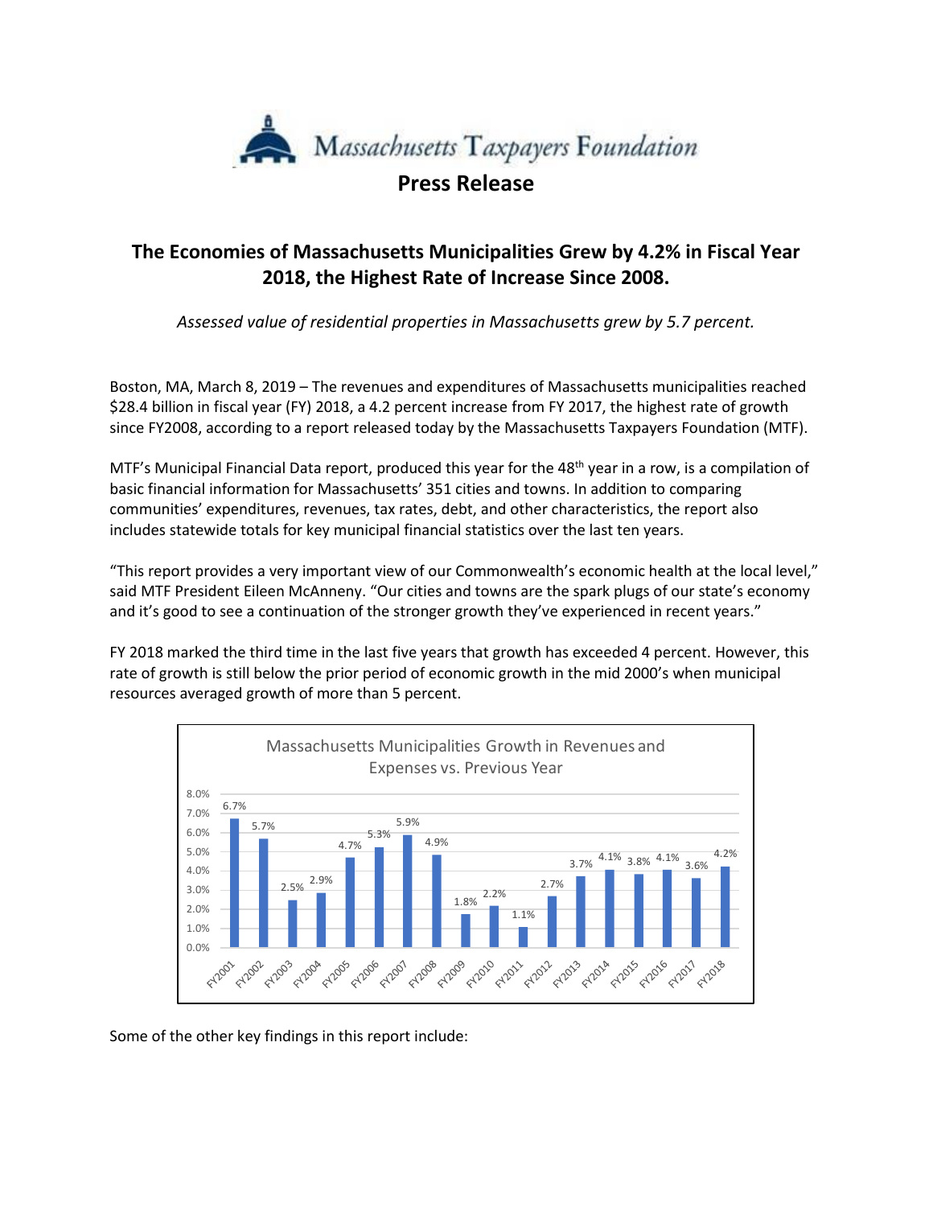Massachusetts Taxpayers Foundation

# Press Release

## The Economies of Massachusetts Municipalities Grew by 4.2% in Fiscal Year 2018, the Highest Rate of Increase Since 2008.

*Assessed value of residential properties in Massachusetts grew by 5.7 percent.*

Boston, MA, March 8, 2019 – The revenues and expenditures of Massachusetts municipalities reached \$28.4 billion in fiscal year (FY) 2018, a 4.2 percent increase from FY 2017, the highest rate of growth since FY2008, according to a report released today by the Massachusetts Taxpayers Foundation (MTF).

MTF's Municipal Financial Data report, produced this year for the 48th year in a row, is a compilation of basic financial information for Massachusetts' 351 cities and towns. In addition to comparing communities' expenditures, revenues, tax rates, debt, and other characteristics, the report also includes statewide totals for key municipal financial statistics over the last ten years.

"This report provides a very important view of our Commonwealth's economic health at the local level," said MTF President Eileen McAnneny. "Our cities and towns are the spark plugs of our state's economy and it's good to see a continuation of the stronger growth they've experienced in recent years."

FY 2018 marked the third time in the last five years that growth has exceeded 4 percent. However, this rate of growth is still below the prior period of economic growth in the mid 2000's when municipal resources averaged growth of more than 5 percent.

**Massachusetts Municipalities Growth in Revenues and Expenses vs. Previous Year**

| Fiscal Year | Growth |
| --- | --- |
| FY2001 | 6.7% |
| FY2002 | 5.7% |
| FY2003 | 2.5% |
| FY2004 | 2.9% |
| FY2005 | 4.7% |
| FY2006 | 5.3% |
| FY2007 | 5.9% |
| FY2008 | 4.9% |
| FY2009 | 1.8% |
| FY2010 | 2.2% |
| FY2011 | 1.1% |
| FY2012 | 2.7% |
| FY2013 | 3.7% |
| FY2014 | 4.1% |
| FY2015 | 3.8% |
| FY2016 | 4.1% |
| FY2017 | 3.6% |
| FY2018 | 4.2% |

Some of the other key findings in this report include: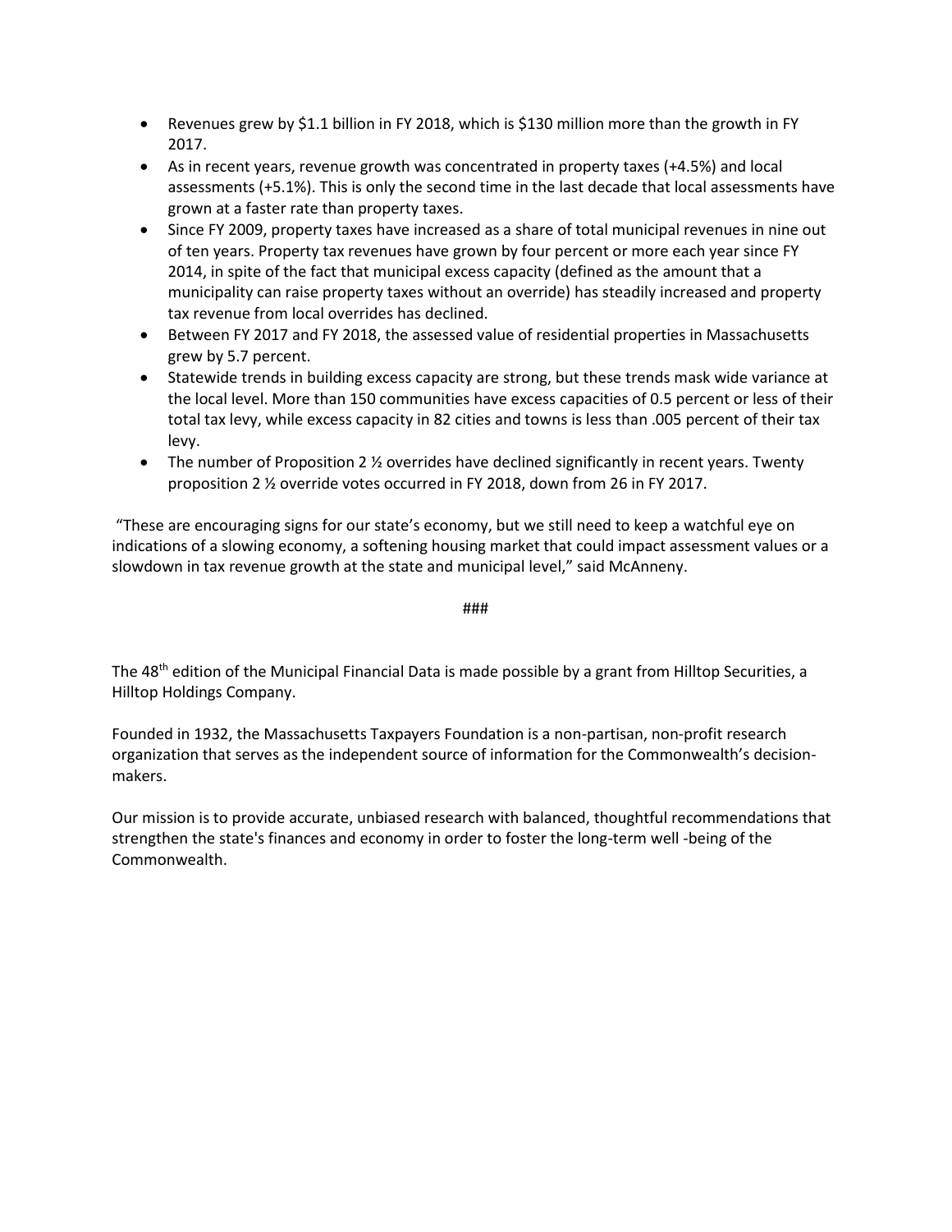- Revenues grew by $1.1 billion in FY 2018, which is $130 million more than the growth in FY 2017.
- As in recent years, revenue growth was concentrated in property taxes (+4.5%) and local assessments (+5.1%). This is only the second time in the last decade that local assessments have grown at a faster rate than property taxes.
- Since FY 2009, property taxes have increased as a share of total municipal revenues in nine out of ten years. Property tax revenues have grown by four percent or more each year since FY 2014, in spite of the fact that municipal excess capacity (defined as the amount that a municipality can raise property taxes without an override) has steadily increased and property tax revenue from local overrides has declined.
- Between FY 2017 and FY 2018, the assessed value of residential properties in Massachusetts grew by 5.7 percent.
- Statewide trends in building excess capacity are strong, but these trends mask wide variance at the local level. More than 150 communities have excess capacities of 0.5 percent or less of their total tax levy, while excess capacity in 82 cities and towns is less than .005 percent of their tax levy.
- The number of Proposition 2 ½ overrides have declined significantly in recent years. Twenty proposition 2 ½ override votes occurred in FY 2018, down from 26 in FY 2017.

"These are encouraging signs for our state's economy, but we still need to keep a watchful eye on indications of a slowing economy, a softening housing market that could impact assessment values or a slowdown in tax revenue growth at the state and municipal level," said McAnneny.

###

The 48th edition of the Municipal Financial Data is made possible by a grant from Hilltop Securities, a Hilltop Holdings Company.

Founded in 1932, the Massachusetts Taxpayers Foundation is a non-partisan, non-profit research organization that serves as the independent source of information for the Commonwealth's decision-makers.

Our mission is to provide accurate, unbiased research with balanced, thoughtful recommendations that strengthen the state's finances and economy in order to foster the long-term well -being of the Commonwealth.